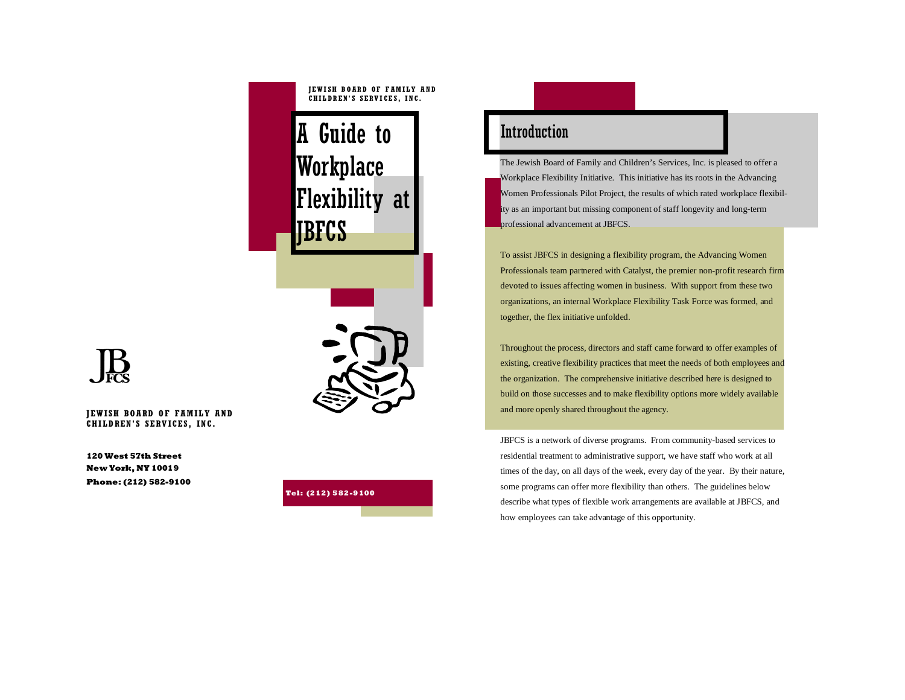**JEWISH BOARD OF FAMILY AND CHILDREN'S SERVICES, INC.**

**120 West 57th Street**
**New York, NY 10019**
**Phone: (212) 582-9100**

**JEWISH BOARD OF FAMILY AND CHILDREN'S SERVICES, INC.**

# A Guide to Workplace Flexibility at JBFCS

**Tel: (212) 582-9100**

## Introduction

The Jewish Board of Family and Children's Services, Inc. is pleased to offer a Workplace Flexibility Initiative. This initiative has its roots in the Advancing Women Professionals Pilot Project, the results of which rated workplace flexibility as an important but missing component of staff longevity and long-term professional advancement at JBFCS.

To assist JBFCS in designing a flexibility program, the Advancing Women Professionals team partnered with Catalyst, the premier non-profit research firm devoted to issues affecting women in business. With support from these two organizations, an internal Workplace Flexibility Task Force was formed, and together, the flex initiative unfolded.

Throughout the process, directors and staff came forward to offer examples of existing, creative flexibility practices that meet the needs of both employees and the organization. The comprehensive initiative described here is designed to build on those successes and to make flexibility options more widely available and more openly shared throughout the agency.

JBFCS is a network of diverse programs. From community-based services to residential treatment to administrative support, we have staff who work at all times of the day, on all days of the week, every day of the year. By their nature, some programs can offer more flexibility than others. The guidelines below describe what types of flexible work arrangements are available at JBFCS, and how employees can take advantage of this opportunity.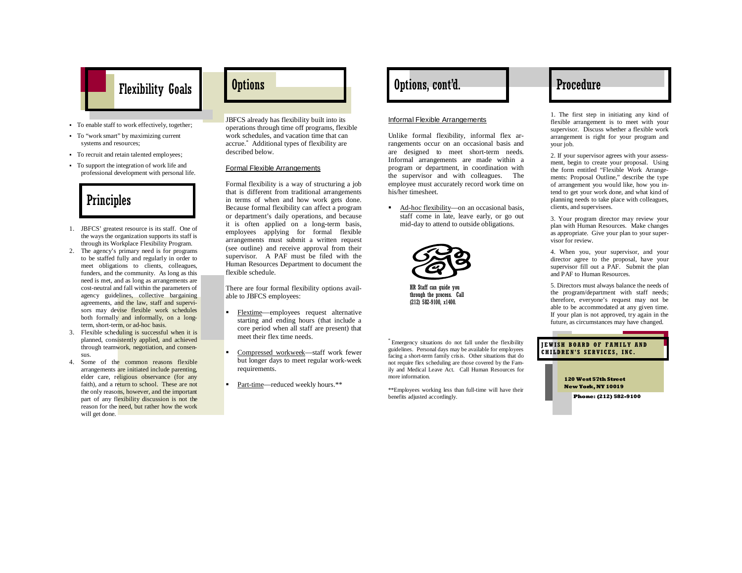## Flexibility Goals

- To enable staff to work effectively, together;
- To "work smart" by maximizing current systems and resources;
- To recruit and retain talented employees;
- To support the integration of work life and professional development with personal life.

## Principles

1. JBFCS' greatest resource is its staff. One of the ways the organization supports its staff is through its Workplace Flexibility Program.
2. The agency's primary need is for programs to be staffed fully and regularly in order to meet obligations to clients, colleagues, funders, and the community. As long as this need is met, and as long as arrangements are cost-neutral and fall within the parameters of agency guidelines, collective bargaining agreements, and the law, staff and supervisors may devise flexible work schedules both formally and informally, on a long-term, short-term, or ad-hoc basis.
3. Flexible scheduling is successful when it is planned, consistently applied, and achieved through teamwork, negotiation, and consensus.
4. Some of the common reasons flexible arrangements are initiated include parenting, elder care, religious observance (for any faith), and a return to school. These are not the only reasons, however, and the important part of any flexibility discussion is not the reason for the need, but rather how the work will get done.

## Options

JBFCS already has flexibility built into its operations through time off programs, flexible work schedules, and vacation time that can accrue.* Additional types of flexibility are described below.

Formal Flexible Arrangements

Formal flexibility is a way of structuring a job that is different from traditional arrangements in terms of when and how work gets done. Because formal flexibility can affect a program or department's daily operations, and because it is often applied on a long-term basis, employees applying for formal flexible arrangements must submit a written request (see outline) and receive approval from their supervisor. A PAF must be filed with the Human Resources Department to document the flexible schedule.

There are four formal flexibility options available to JBFCS employees:

- Flextime—employees request alternative starting and ending hours (that include a core period when all staff are present) that meet their flex time needs.
- Compressed workweek—staff work fewer but longer days to meet regular work-week requirements.
- Part-time—reduced weekly hours.**

## Options, cont'd.

Informal Flexible Arrangements

Unlike formal flexibility, informal flex arrangements occur on an occasional basis and are designed to meet short-term needs. Informal arrangements are made within a program or department, in coordination with the supervisor and with colleagues. The employee must accurately record work time on his/her timesheet.

- Ad-hoc flexibility—on an occasional basis, staff come in late, leave early, or go out mid-day to attend to outside obligations.

HR Staff can guide you through the process. Call (212) 582-9100, x1400.

* Emergency situations do not fall under the flexibility guidelines. Personal days may be available for employees facing a short-term family crisis. Other situations that do not require flex scheduling are those covered by the Family and Medical Leave Act. Call Human Resources for more information.

**Employees working less than full-time will have their benefits adjusted accordingly.

## Procedure

1. The first step in initiating any kind of flexible arrangement is to meet with your supervisor. Discuss whether a flexible work arrangement is right for your program and your job.

2. If your supervisor agrees with your assessment, begin to create your proposal. Using the form entitled "Flexible Work Arrangements: Proposal Outline," describe the type of arrangement you would like, how you intend to get your work done, and what kind of planning needs to take place with colleagues, clients, and supervisees.

3. Your program director may review your plan with Human Resources. Make changes as appropriate. Give your plan to your supervisor for review.

4. When you, your supervisor, and your director agree to the proposal, have your supervisor fill out a PAF. Submit the plan and PAF to Human Resources.

5. Directors must always balance the needs of the program/department with staff needs; therefore, everyone's request may not be able to be accommodated at any given time. If your plan is not approved, try again in the future, as circumstances may have changed.

**JEWISH BOARD OF FAMILY AND CHILDREN'S SERVICES, INC.**

**120 West 57th Street**
**New York, NY 10019**
**Phone: (212) 582-9100**